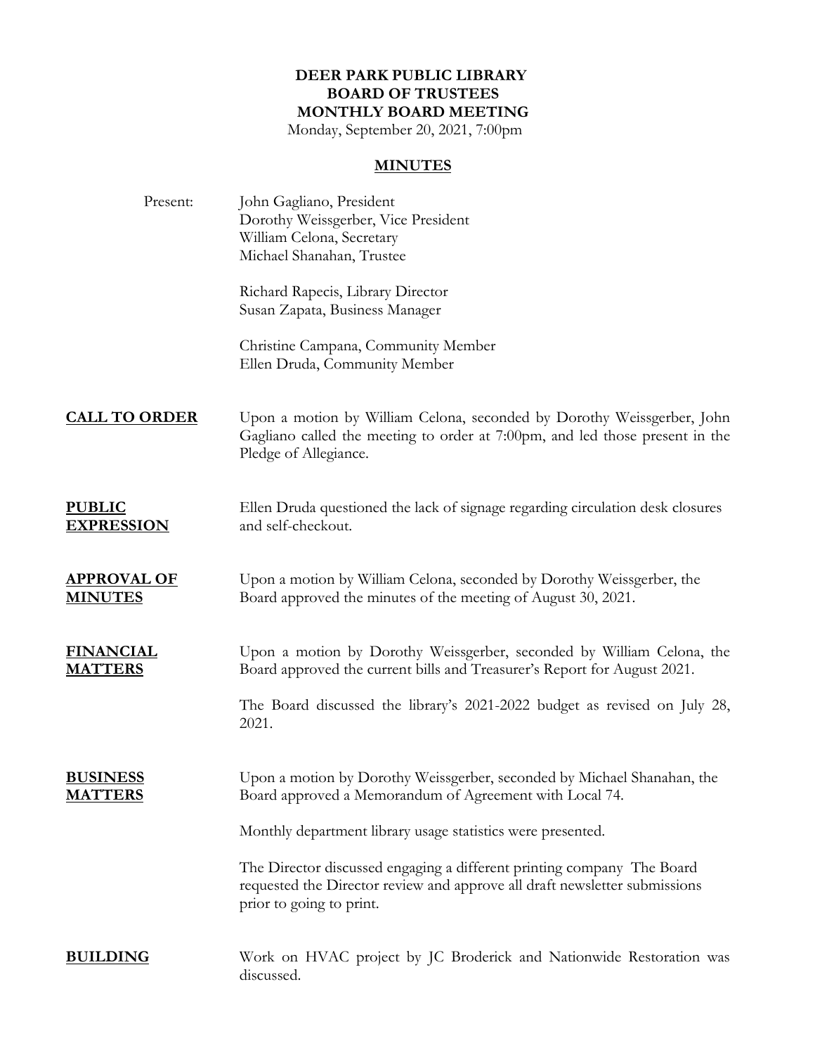# DEER PARK PUBLIC LIBRARY
## BOARD OF TRUSTEES
## MONTHLY BOARD MEETING

Monday, September 20, 2021, 7:00pm

## MINUTES

**Present:**

John Gagliano, President
Dorothy Weissgerber, Vice President
William Celona, Secretary
Michael Shanahan, Trustee

Richard Rapecis, Library Director
Susan Zapata, Business Manager

Christine Campana, Community Member
Ellen Druda, Community Member

**CALL TO ORDER**

Upon a motion by William Celona, seconded by Dorothy Weissgerber, John Gagliano called the meeting to order at 7:00pm, and led those present in the Pledge of Allegiance.

**PUBLIC EXPRESSION**

Ellen Druda questioned the lack of signage regarding circulation desk closures and self-checkout.

**APPROVAL OF MINUTES**

Upon a motion by William Celona, seconded by Dorothy Weissgerber, the Board approved the minutes of the meeting of August 30, 2021.

**FINANCIAL MATTERS**

Upon a motion by Dorothy Weissgerber, seconded by William Celona, the Board approved the current bills and Treasurer's Report for August 2021.

The Board discussed the library's 2021-2022 budget as revised on July 28, 2021.

**BUSINESS MATTERS**

Upon a motion by Dorothy Weissgerber, seconded by Michael Shanahan, the Board approved a Memorandum of Agreement with Local 74.

Monthly department library usage statistics were presented.

The Director discussed engaging a different printing company The Board requested the Director review and approve all draft newsletter submissions prior to going to print.

**BUILDING**

Work on HVAC project by JC Broderick and Nationwide Restoration was discussed.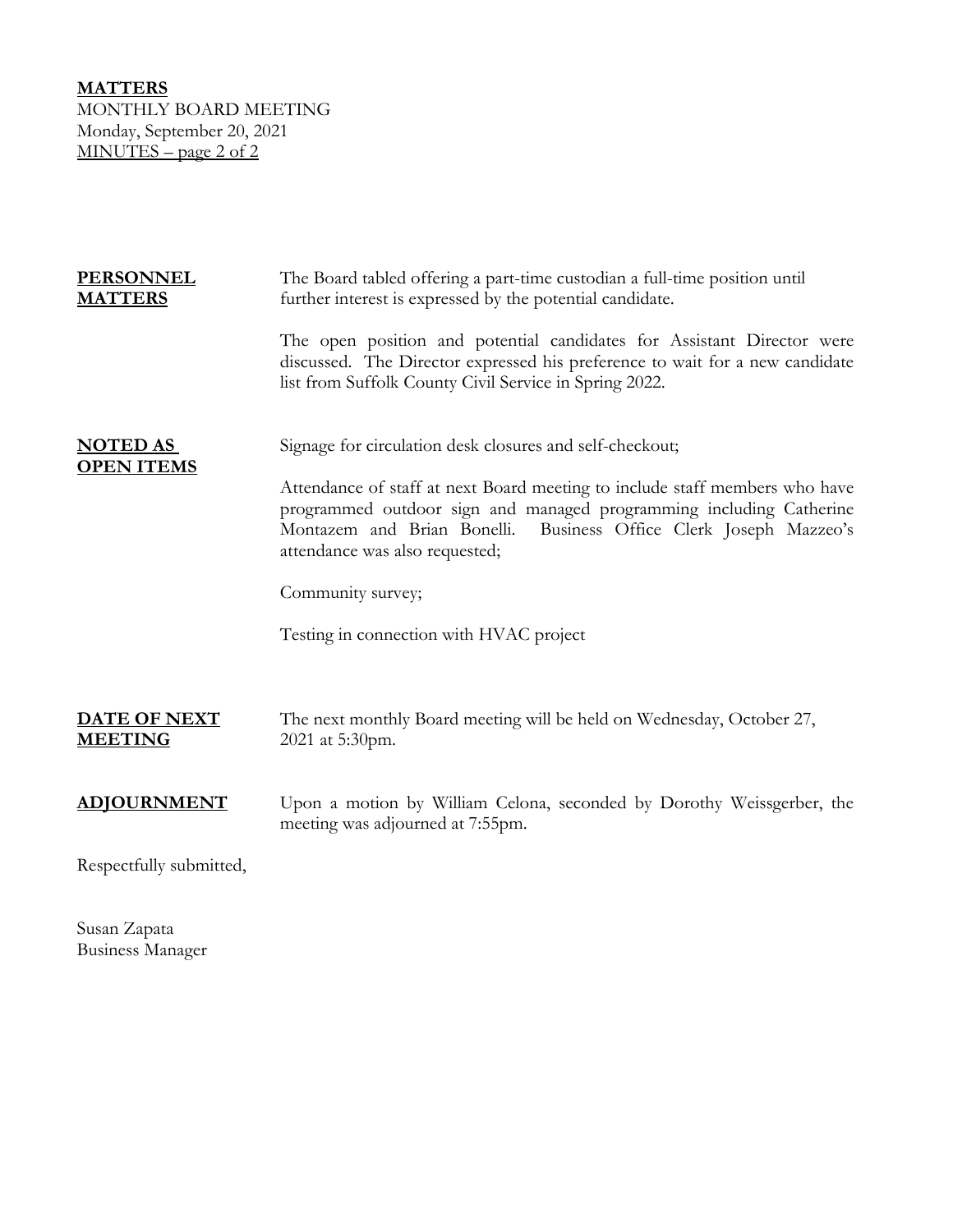**PERSONNEL MATTERS**

The Board tabled offering a part-time custodian a full-time position until further interest is expressed by the potential candidate.

The open position and potential candidates for Assistant Director were discussed. The Director expressed his preference to wait for a new candidate list from Suffolk County Civil Service in Spring 2022.

**NOTED AS OPEN ITEMS**

Signage for circulation desk closures and self-checkout;

Attendance of staff at next Board meeting to include staff members who have programmed outdoor sign and managed programming including Catherine Montazem and Brian Bonelli. Business Office Clerk Joseph Mazzeo's attendance was also requested;

Community survey;

Testing in connection with HVAC project

**DATE OF NEXT MEETING**

The next monthly Board meeting will be held on Wednesday, October 27, 2021 at 5:30pm.

**ADJOURNMENT**

Upon a motion by William Celona, seconded by Dorothy Weissgerber, the meeting was adjourned at 7:55pm.

Respectfully submitted,

Susan Zapata
Business Manager